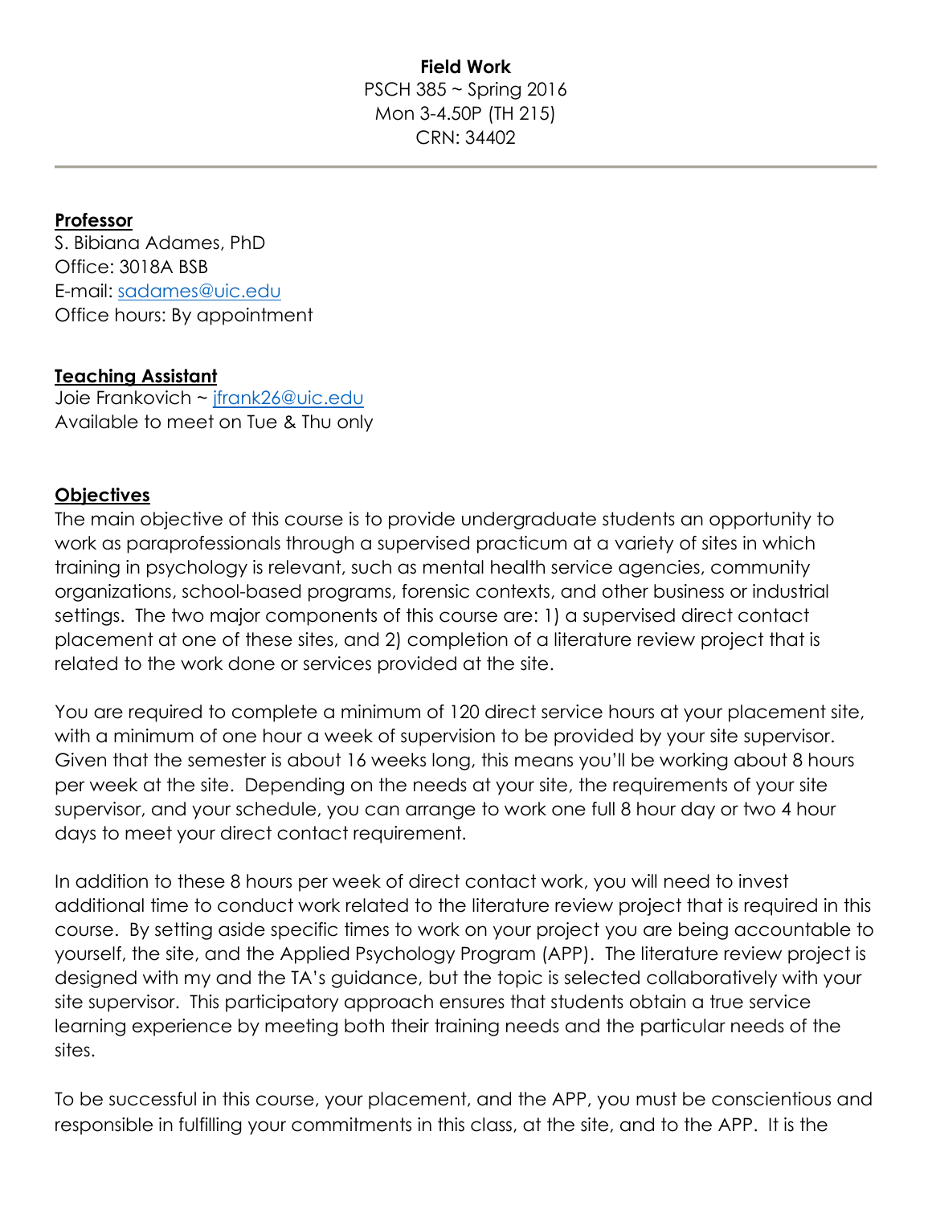**Field Work**

PSCH 385 ~ Spring 2016
Mon 3-4.50P (TH 215)
CRN: 34402

---

**Professor**

S. Bibiana Adames, PhD
Office: 3018A BSB
E-mail: sadames@uic.edu
Office hours: By appointment

**Teaching Assistant**

Joie Frankovich ~ jfrank26@uic.edu
Available to meet on Tue & Thu only

**Objectives**

The main objective of this course is to provide undergraduate students an opportunity to work as paraprofessionals through a supervised practicum at a variety of sites in which training in psychology is relevant, such as mental health service agencies, community organizations, school-based programs, forensic contexts, and other business or industrial settings. The two major components of this course are: 1) a supervised direct contact placement at one of these sites, and 2) completion of a literature review project that is related to the work done or services provided at the site.

You are required to complete a minimum of 120 direct service hours at your placement site, with a minimum of one hour a week of supervision to be provided by your site supervisor. Given that the semester is about 16 weeks long, this means you'll be working about 8 hours per week at the site. Depending on the needs at your site, the requirements of your site supervisor, and your schedule, you can arrange to work one full 8 hour day or two 4 hour days to meet your direct contact requirement.

In addition to these 8 hours per week of direct contact work, you will need to invest additional time to conduct work related to the literature review project that is required in this course. By setting aside specific times to work on your project you are being accountable to yourself, the site, and the Applied Psychology Program (APP). The literature review project is designed with my and the TA's guidance, but the topic is selected collaboratively with your site supervisor. This participatory approach ensures that students obtain a true service learning experience by meeting both their training needs and the particular needs of the sites.

To be successful in this course, your placement, and the APP, you must be conscientious and responsible in fulfilling your commitments in this class, at the site, and to the APP. It is the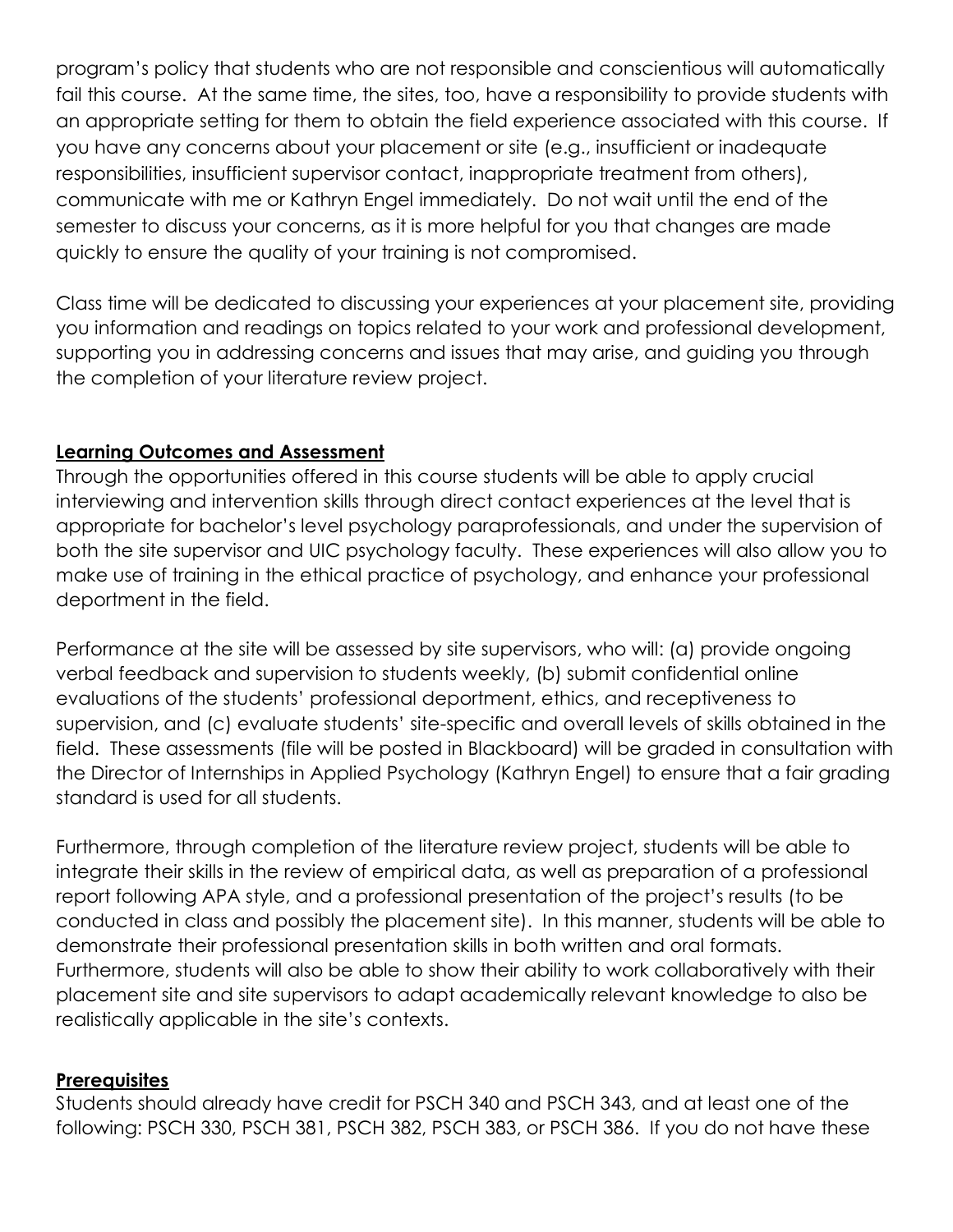program's policy that students who are not responsible and conscientious will automatically fail this course. At the same time, the sites, too, have a responsibility to provide students with an appropriate setting for them to obtain the field experience associated with this course. If you have any concerns about your placement or site (e.g., insufficient or inadequate responsibilities, insufficient supervisor contact, inappropriate treatment from others), communicate with me or Kathryn Engel immediately. Do not wait until the end of the semester to discuss your concerns, as it is more helpful for you that changes are made quickly to ensure the quality of your training is not compromised.

Class time will be dedicated to discussing your experiences at your placement site, providing you information and readings on topics related to your work and professional development, supporting you in addressing concerns and issues that may arise, and guiding you through the completion of your literature review project.

## **Learning Outcomes and Assessment**

Through the opportunities offered in this course students will be able to apply crucial interviewing and intervention skills through direct contact experiences at the level that is appropriate for bachelor's level psychology paraprofessionals, and under the supervision of both the site supervisor and UIC psychology faculty. These experiences will also allow you to make use of training in the ethical practice of psychology, and enhance your professional deportment in the field.

Performance at the site will be assessed by site supervisors, who will: (a) provide ongoing verbal feedback and supervision to students weekly, (b) submit confidential online evaluations of the students' professional deportment, ethics, and receptiveness to supervision, and (c) evaluate students' site-specific and overall levels of skills obtained in the field. These assessments (file will be posted in Blackboard) will be graded in consultation with the Director of Internships in Applied Psychology (Kathryn Engel) to ensure that a fair grading standard is used for all students.

Furthermore, through completion of the literature review project, students will be able to integrate their skills in the review of empirical data, as well as preparation of a professional report following APA style, and a professional presentation of the project's results (to be conducted in class and possibly the placement site). In this manner, students will be able to demonstrate their professional presentation skills in both written and oral formats. Furthermore, students will also be able to show their ability to work collaboratively with their placement site and site supervisors to adapt academically relevant knowledge to also be realistically applicable in the site's contexts.

## **Prerequisites**

Students should already have credit for PSCH 340 and PSCH 343, and at least one of the following: PSCH 330, PSCH 381, PSCH 382, PSCH 383, or PSCH 386. If you do not have these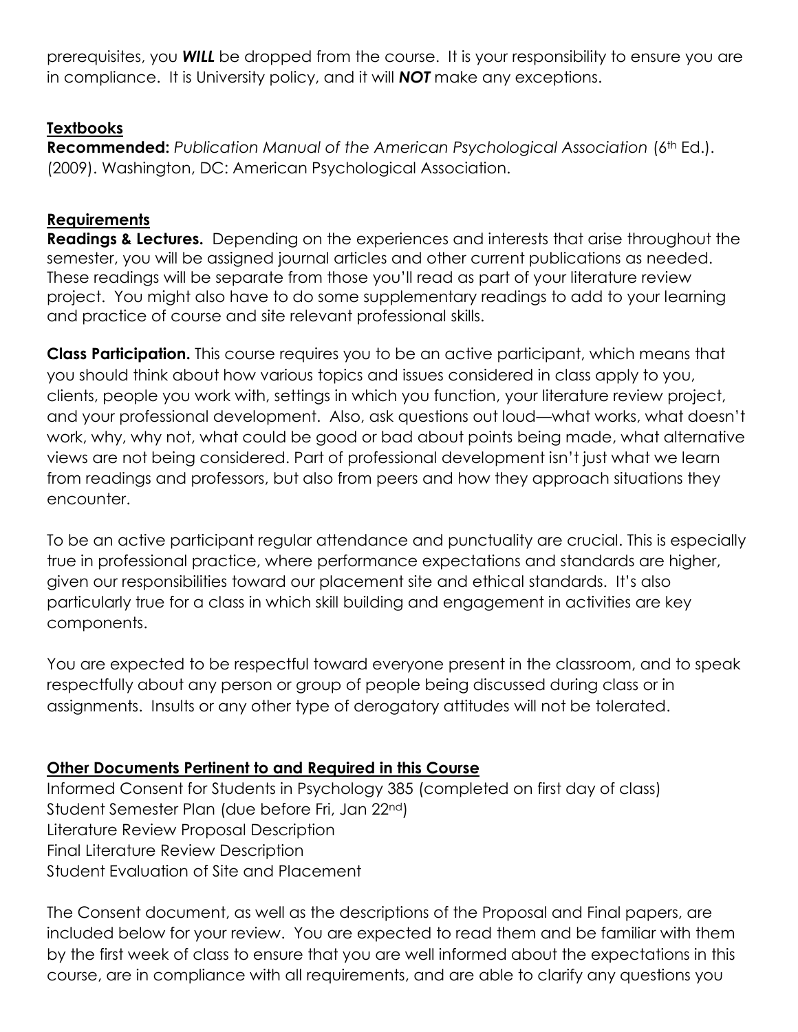prerequisites, you ***WILL*** be dropped from the course. It is your responsibility to ensure you are in compliance. It is University policy, and it will ***NOT*** make any exceptions.

## Textbooks

**Recommended:** *Publication Manual of the American Psychological Association* (6th Ed.). (2009). Washington, DC: American Psychological Association.

## Requirements

**Readings & Lectures.** Depending on the experiences and interests that arise throughout the semester, you will be assigned journal articles and other current publications as needed. These readings will be separate from those you'll read as part of your literature review project. You might also have to do some supplementary readings to add to your learning and practice of course and site relevant professional skills.

**Class Participation.** This course requires you to be an active participant, which means that you should think about how various topics and issues considered in class apply to you, clients, people you work with, settings in which you function, your literature review project, and your professional development. Also, ask questions out loud—what works, what doesn't work, why, why not, what could be good or bad about points being made, what alternative views are not being considered. Part of professional development isn't just what we learn from readings and professors, but also from peers and how they approach situations they encounter.

To be an active participant regular attendance and punctuality are crucial. This is especially true in professional practice, where performance expectations and standards are higher, given our responsibilities toward our placement site and ethical standards. It's also particularly true for a class in which skill building and engagement in activities are key components.

You are expected to be respectful toward everyone present in the classroom, and to speak respectfully about any person or group of people being discussed during class or in assignments. Insults or any other type of derogatory attitudes will not be tolerated.

## Other Documents Pertinent to and Required in this Course

Informed Consent for Students in Psychology 385 (completed on first day of class)
Student Semester Plan (due before Fri, Jan 22nd)
Literature Review Proposal Description
Final Literature Review Description
Student Evaluation of Site and Placement

The Consent document, as well as the descriptions of the Proposal and Final papers, are included below for your review. You are expected to read them and be familiar with them by the first week of class to ensure that you are well informed about the expectations in this course, are in compliance with all requirements, and are able to clarify any questions you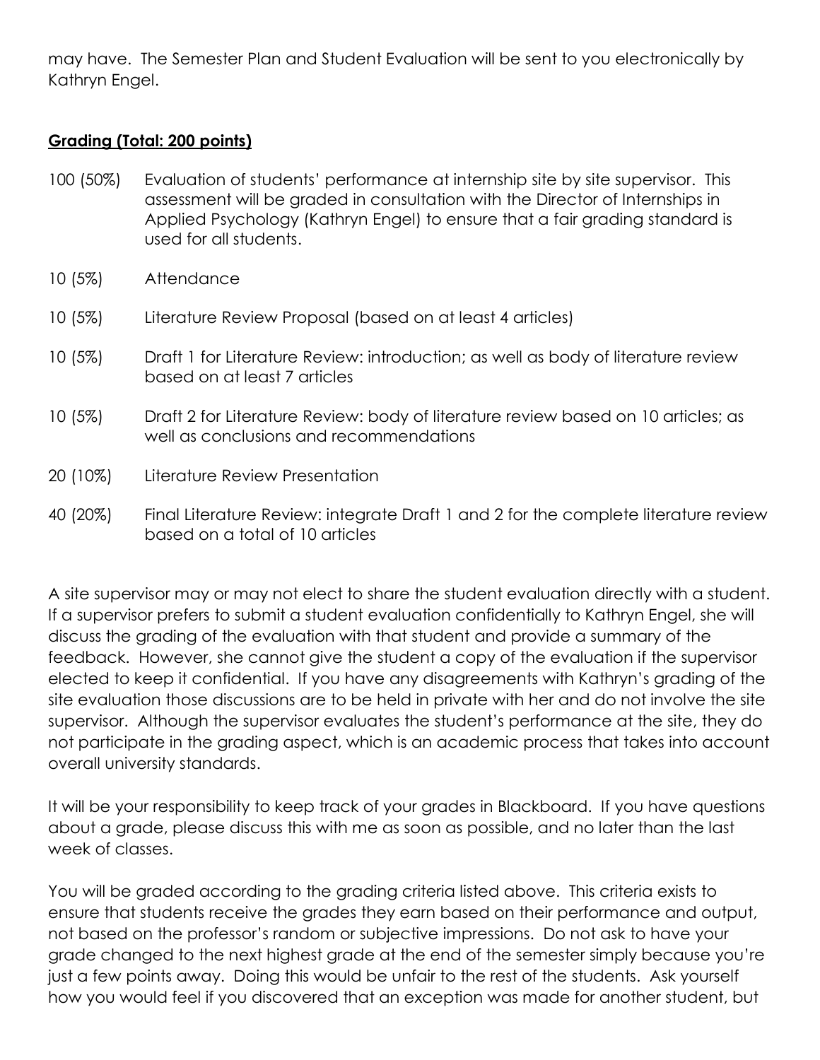may have. The Semester Plan and Student Evaluation will be sent to you electronically by Kathryn Engel.

**<u>Grading (Total: 200 points)</u>**

| | |
|---|---|
| 100 (50%) | Evaluation of students' performance at internship site by site supervisor. This assessment will be graded in consultation with the Director of Internships in Applied Psychology (Kathryn Engel) to ensure that a fair grading standard is used for all students. |
| 10 (5%) | Attendance |
| 10 (5%) | Literature Review Proposal (based on at least 4 articles) |
| 10 (5%) | Draft 1 for Literature Review: introduction; as well as body of literature review based on at least 7 articles |
| 10 (5%) | Draft 2 for Literature Review: body of literature review based on 10 articles; as well as conclusions and recommendations |
| 20 (10%) | Literature Review Presentation |
| 40 (20%) | Final Literature Review: integrate Draft 1 and 2 for the complete literature review based on a total of 10 articles |

A site supervisor may or may not elect to share the student evaluation directly with a student. If a supervisor prefers to submit a student evaluation confidentially to Kathryn Engel, she will discuss the grading of the evaluation with that student and provide a summary of the feedback. However, she cannot give the student a copy of the evaluation if the supervisor elected to keep it confidential. If you have any disagreements with Kathryn's grading of the site evaluation those discussions are to be held in private with her and do not involve the site supervisor. Although the supervisor evaluates the student's performance at the site, they do not participate in the grading aspect, which is an academic process that takes into account overall university standards.

It will be your responsibility to keep track of your grades in Blackboard. If you have questions about a grade, please discuss this with me as soon as possible, and no later than the last week of classes.

You will be graded according to the grading criteria listed above. This criteria exists to ensure that students receive the grades they earn based on their performance and output, not based on the professor's random or subjective impressions. Do not ask to have your grade changed to the next highest grade at the end of the semester simply because you're just a few points away. Doing this would be unfair to the rest of the students. Ask yourself how you would feel if you discovered that an exception was made for another student, but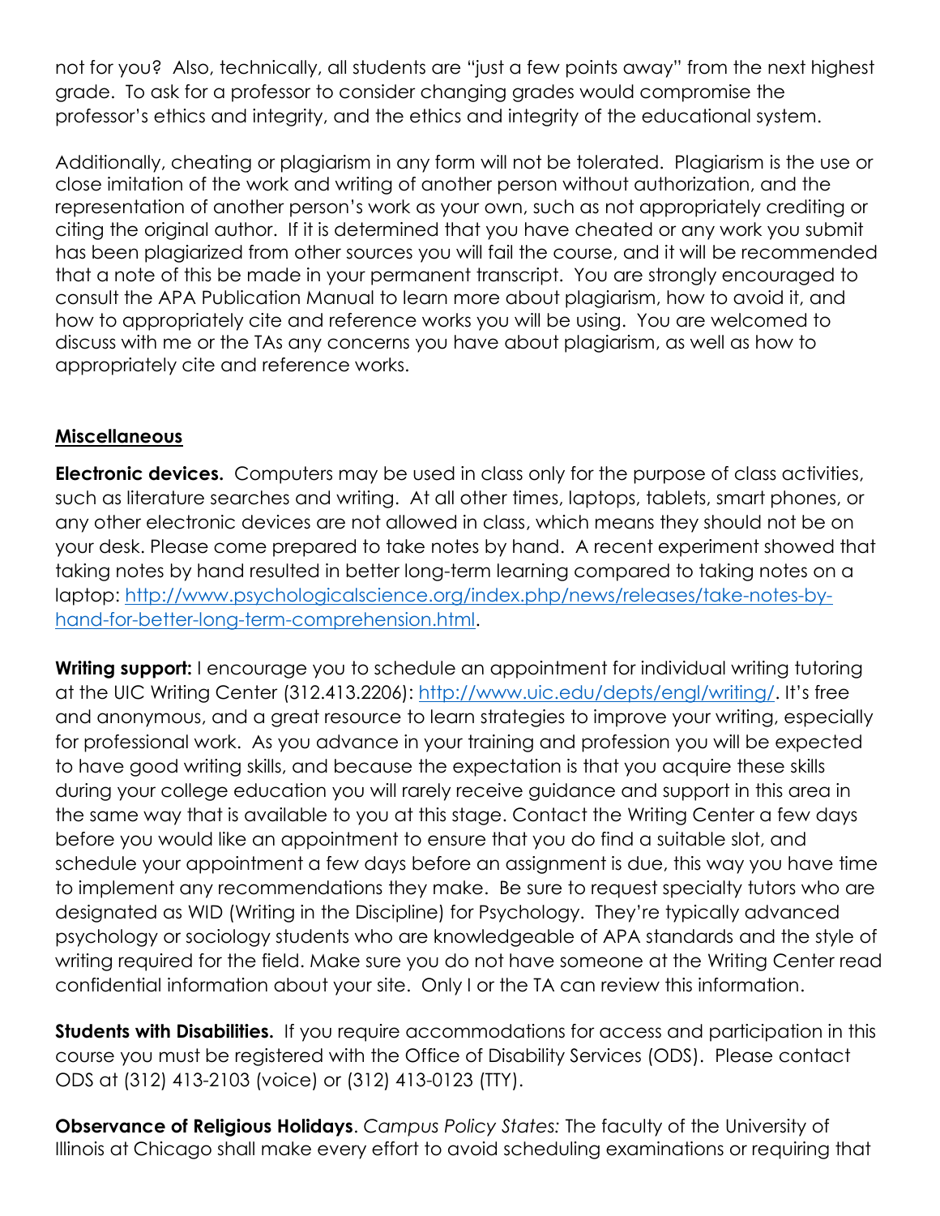not for you? Also, technically, all students are "just a few points away" from the next highest grade. To ask for a professor to consider changing grades would compromise the professor's ethics and integrity, and the ethics and integrity of the educational system.

Additionally, cheating or plagiarism in any form will not be tolerated. Plagiarism is the use or close imitation of the work and writing of another person without authorization, and the representation of another person's work as your own, such as not appropriately crediting or citing the original author. If it is determined that you have cheated or any work you submit has been plagiarized from other sources you will fail the course, and it will be recommended that a note of this be made in your permanent transcript. You are strongly encouraged to consult the APA Publication Manual to learn more about plagiarism, how to avoid it, and how to appropriately cite and reference works you will be using. You are welcomed to discuss with me or the TAs any concerns you have about plagiarism, as well as how to appropriately cite and reference works.

## Miscellaneous

**Electronic devices.** Computers may be used in class only for the purpose of class activities, such as literature searches and writing. At all other times, laptops, tablets, smart phones, or any other electronic devices are not allowed in class, which means they should not be on your desk. Please come prepared to take notes by hand. A recent experiment showed that taking notes by hand resulted in better long-term learning compared to taking notes on a laptop: [http://www.psychologicalscience.org/index.php/news/releases/take-notes-by-hand-for-better-long-term-comprehension.html](http://www.psychologicalscience.org/index.php/news/releases/take-notes-by-hand-for-better-long-term-comprehension.html).

**Writing support:** I encourage you to schedule an appointment for individual writing tutoring at the UIC Writing Center (312.413.2206): [http://www.uic.edu/depts/engl/writing/](http://www.uic.edu/depts/engl/writing/). It's free and anonymous, and a great resource to learn strategies to improve your writing, especially for professional work. As you advance in your training and profession you will be expected to have good writing skills, and because the expectation is that you acquire these skills during your college education you will rarely receive guidance and support in this area in the same way that is available to you at this stage. Contact the Writing Center a few days before you would like an appointment to ensure that you do find a suitable slot, and schedule your appointment a few days before an assignment is due, this way you have time to implement any recommendations they make. Be sure to request specialty tutors who are designated as WID (Writing in the Discipline) for Psychology. They're typically advanced psychology or sociology students who are knowledgeable of APA standards and the style of writing required for the field. Make sure you do not have someone at the Writing Center read confidential information about your site. Only I or the TA can review this information.

**Students with Disabilities.** If you require accommodations for access and participation in this course you must be registered with the Office of Disability Services (ODS). Please contact ODS at (312) 413-2103 (voice) or (312) 413-0123 (TTY).

**Observance of Religious Holidays**. *Campus Policy States:* The faculty of the University of Illinois at Chicago shall make every effort to avoid scheduling examinations or requiring that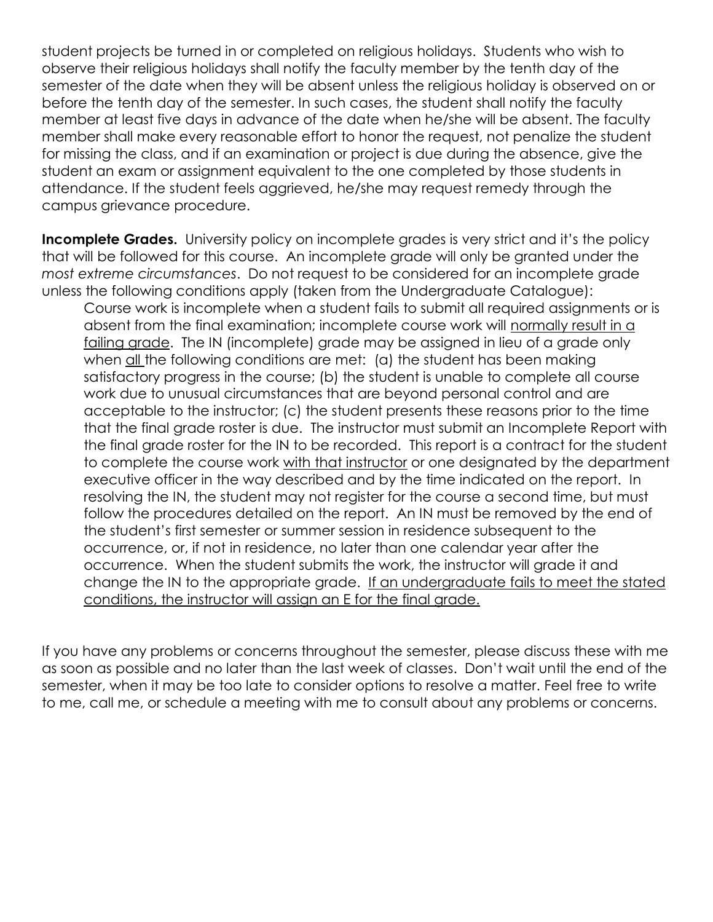student projects be turned in or completed on religious holidays. Students who wish to observe their religious holidays shall notify the faculty member by the tenth day of the semester of the date when they will be absent unless the religious holiday is observed on or before the tenth day of the semester. In such cases, the student shall notify the faculty member at least five days in advance of the date when he/she will be absent. The faculty member shall make every reasonable effort to honor the request, not penalize the student for missing the class, and if an examination or project is due during the absence, give the student an exam or assignment equivalent to the one completed by those students in attendance. If the student feels aggrieved, he/she may request remedy through the campus grievance procedure.

**Incomplete Grades.** University policy on incomplete grades is very strict and it's the policy that will be followed for this course. An incomplete grade will only be granted under the *most extreme circumstances*. Do not request to be considered for an incomplete grade unless the following conditions apply (taken from the Undergraduate Catalogue):

> Course work is incomplete when a student fails to submit all required assignments or is absent from the final examination; incomplete course work will normally result in a failing grade. The IN (incomplete) grade may be assigned in lieu of a grade only when all the following conditions are met: (a) the student has been making satisfactory progress in the course; (b) the student is unable to complete all course work due to unusual circumstances that are beyond personal control and are acceptable to the instructor; (c) the student presents these reasons prior to the time that the final grade roster is due. The instructor must submit an Incomplete Report with the final grade roster for the IN to be recorded. This report is a contract for the student to complete the course work with that instructor or one designated by the department executive officer in the way described and by the time indicated on the report. In resolving the IN, the student may not register for the course a second time, but must follow the procedures detailed on the report. An IN must be removed by the end of the student's first semester or summer session in residence subsequent to the occurrence, or, if not in residence, no later than one calendar year after the occurrence. When the student submits the work, the instructor will grade it and change the IN to the appropriate grade. If an undergraduate fails to meet the stated conditions, the instructor will assign an E for the final grade.

If you have any problems or concerns throughout the semester, please discuss these with me as soon as possible and no later than the last week of classes. Don't wait until the end of the semester, when it may be too late to consider options to resolve a matter. Feel free to write to me, call me, or schedule a meeting with me to consult about any problems or concerns.